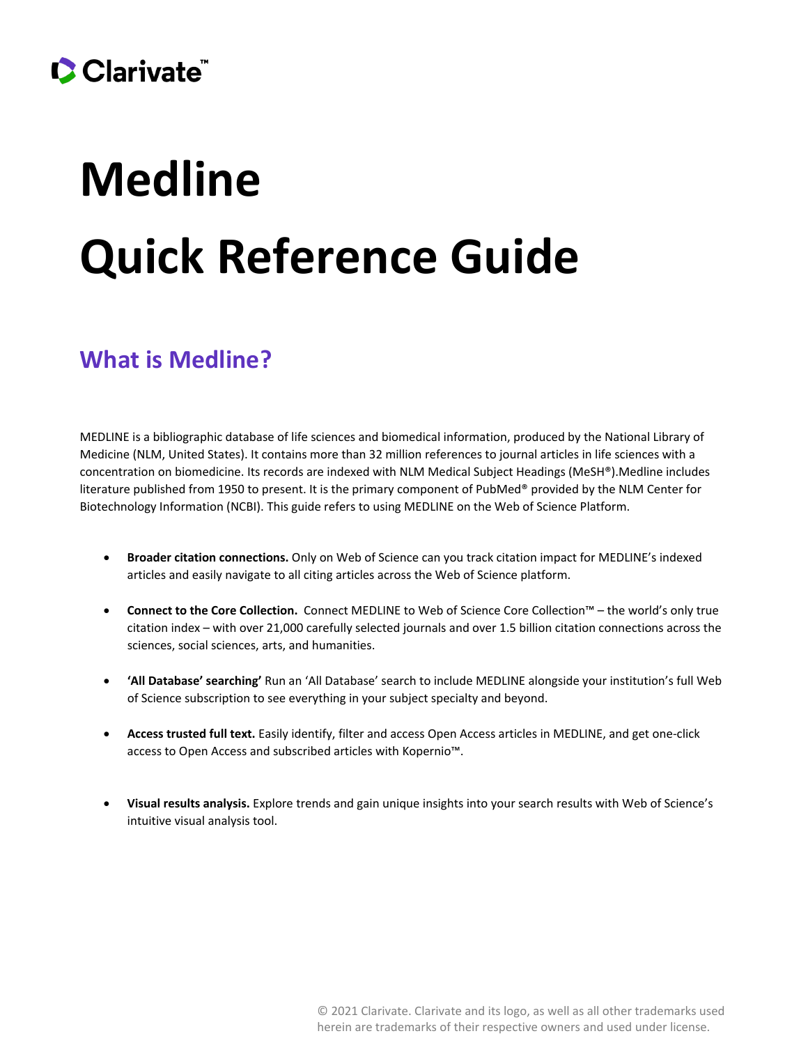Clarivate™

# Medline

# Quick Reference Guide

## What is Medline?

MEDLINE is a bibliographic database of life sciences and biomedical information, produced by the National Library of Medicine (NLM, United States). It contains more than 32 million references to journal articles in life sciences with a concentration on biomedicine. Its records are indexed with NLM Medical Subject Headings (MeSH®).Medline includes literature published from 1950 to present. It is the primary component of PubMed® provided by the NLM Center for Biotechnology Information (NCBI). This guide refers to using MEDLINE on the Web of Science Platform.

- **Broader citation connections.** Only on Web of Science can you track citation impact for MEDLINE's indexed articles and easily navigate to all citing articles across the Web of Science platform.

- **Connect to the Core Collection.** Connect MEDLINE to Web of Science Core Collection™ – the world's only true citation index – with over 21,000 carefully selected journals and over 1.5 billion citation connections across the sciences, social sciences, arts, and humanities.

- **'All Database' searching'** Run an 'All Database' search to include MEDLINE alongside your institution's full Web of Science subscription to see everything in your subject specialty and beyond.

- **Access trusted full text.** Easily identify, filter and access Open Access articles in MEDLINE, and get one-click access to Open Access and subscribed articles with Kopernio™.

- **Visual results analysis.** Explore trends and gain unique insights into your search results with Web of Science's intuitive visual analysis tool.

© 2021 Clarivate. Clarivate and its logo, as well as all other trademarks used herein are trademarks of their respective owners and used under license.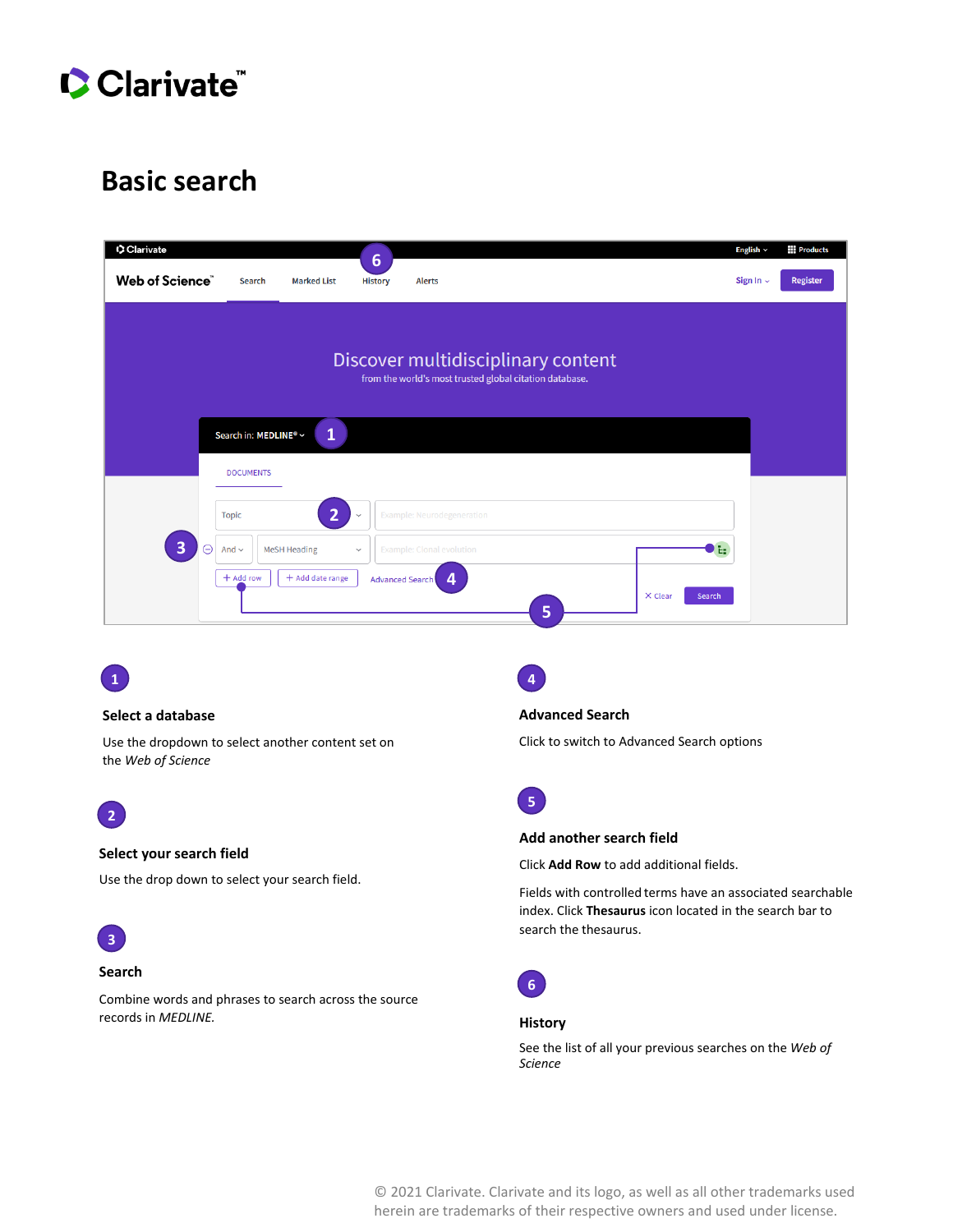# Basic search

1

### Select a database

Use the dropdown to select another content set on the *Web of Science*

2

### Select your search field

Use the drop down to select your search field.

3

### Search

Combine words and phrases to search across the source records in *MEDLINE.*

4

### Advanced Search

Click to switch to Advanced Search options

5

### Add another search field

Click **Add Row** to add additional fields.

Fields with controlled terms have an associated searchable index. Click **Thesaurus** icon located in the search bar to search the thesaurus.

6

### History

See the list of all your previous searches on the *Web of Science*

© 2021 Clarivate. Clarivate and its logo, as well as all other trademarks used herein are trademarks of their respective owners and used under license.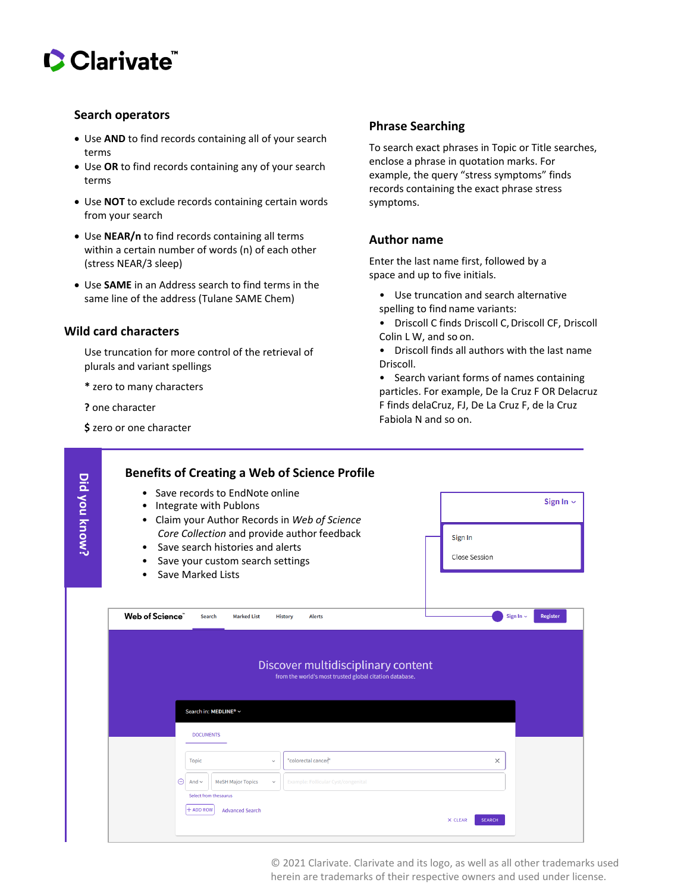## Search operators

- Use **AND** to find records containing all of your search terms
- Use **OR** to find records containing any of your search terms
- Use **NOT** to exclude records containing certain words from your search
- Use **NEAR/n** to find records containing all terms within a certain number of words (n) of each other (stress NEAR/3 sleep)
- Use **SAME** in an Address search to find terms in the same line of the address (Tulane SAME Chem)

## Wild card characters

Use truncation for more control of the retrieval of plurals and variant spellings

**\*** zero to many characters

**?** one character

**$** zero or one character

## Phrase Searching

To search exact phrases in Topic or Title searches, enclose a phrase in quotation marks. For example, the query “stress symptoms” finds records containing the exact phrase stress symptoms.

## Author name

Enter the last name first, followed by a space and up to five initials.

- Use truncation and search alternative spelling to find name variants:
- Driscoll C finds Driscoll C, Driscoll CF, Driscoll Colin L W, and so on.
- Driscoll finds all authors with the last name Driscoll.
- Search variant forms of names containing particles. For example, De la Cruz F OR Delacruz F finds delaCruz, FJ, De La Cruz F, de la Cruz Fabiola N and so on.

**Did you know?**

## Benefits of Creating a Web of Science Profile

- Save records to EndNote online
- Integrate with Publons
- Claim your Author Records in *Web of Science Core Collection* and provide author feedback
- Save search histories and alerts
- Save your custom search settings
- Save Marked Lists

Sign In

Sign In

Close Session

Web of Science Search Marked List History Alerts Sign In Register

Discover multidisciplinary content

from the world's most trusted global citation database.

Search in: MEDLINE®

DOCUMENTS

Topic "colorectal cancer"

And MeSH Major Topics Example: Follicular Cyst/congenital

Select from thesaurus

+ ADD ROW Advanced Search

CLEAR SEARCH

© 2021 Clarivate. Clarivate and its logo, as well as all other trademarks used herein are trademarks of their respective owners and used under license.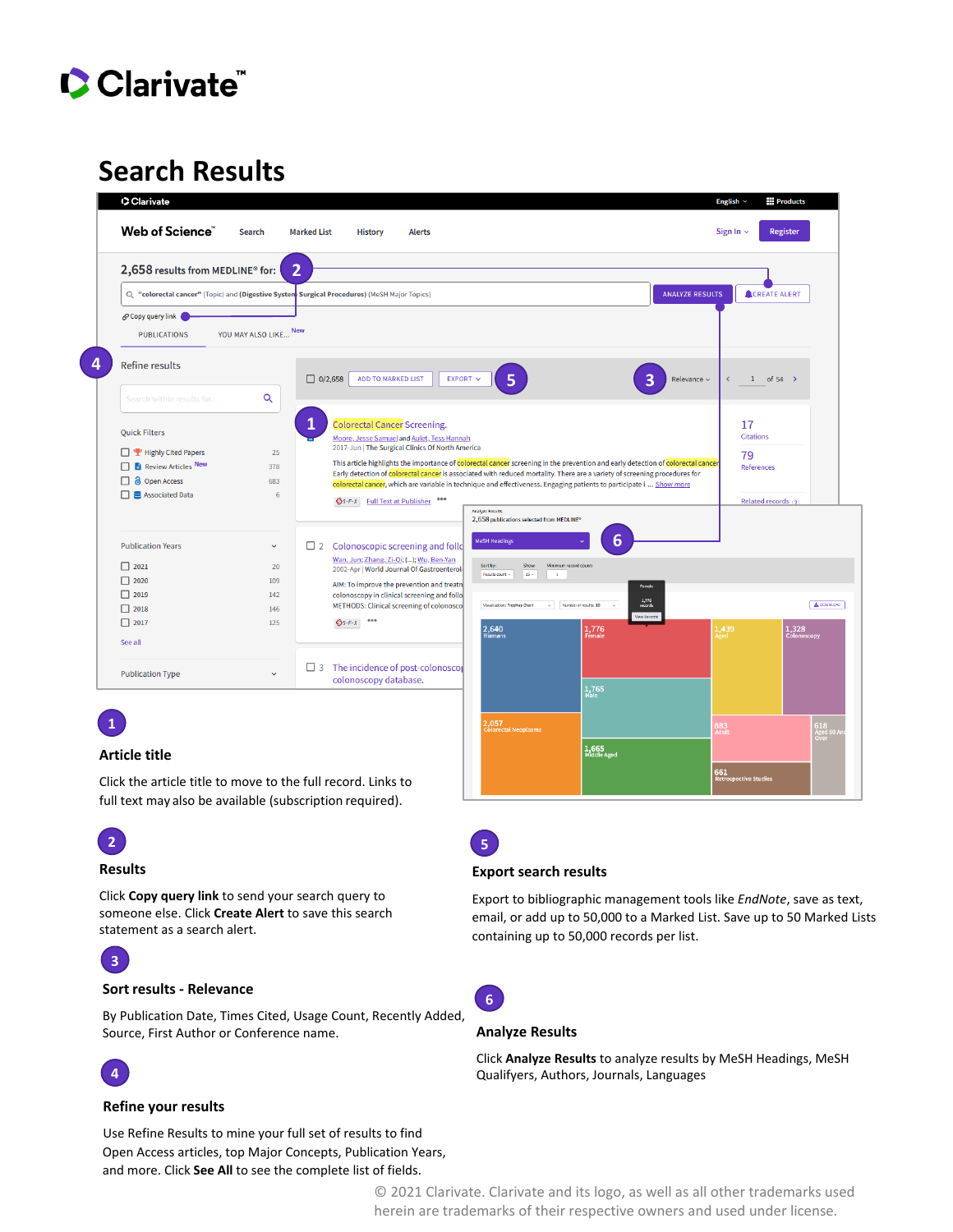# Search Results

## 1

### Article title

Click the article title to move to the full record. Links to full text may also be available (subscription required).

## 2

### Results

Click **Copy query link** to send your search query to someone else. Click **Create Alert** to save this search statement as a search alert.

## 3

### Sort results - Relevance

By Publication Date, Times Cited, Usage Count, Recently Added, Source, First Author or Conference name.

## 4

### Refine your results

Use Refine Results to mine your full set of results to find Open Access articles, top Major Concepts, Publication Years, and more. Click **See All** to see the complete list of fields.

## 5

### Export search results

Export to bibliographic management tools like *EndNote*, save as text, email, or add up to 50,000 to a Marked List. Save up to 50 Marked Lists containing up to 50,000 records per list.

## 6

### Analyze Results

Click **Analyze Results** to analyze results by MeSH Headings, MeSH Qualifyers, Authors, Journals, Languages

© 2021 Clarivate. Clarivate and its logo, as well as all other trademarks used herein are trademarks of their respective owners and used under license.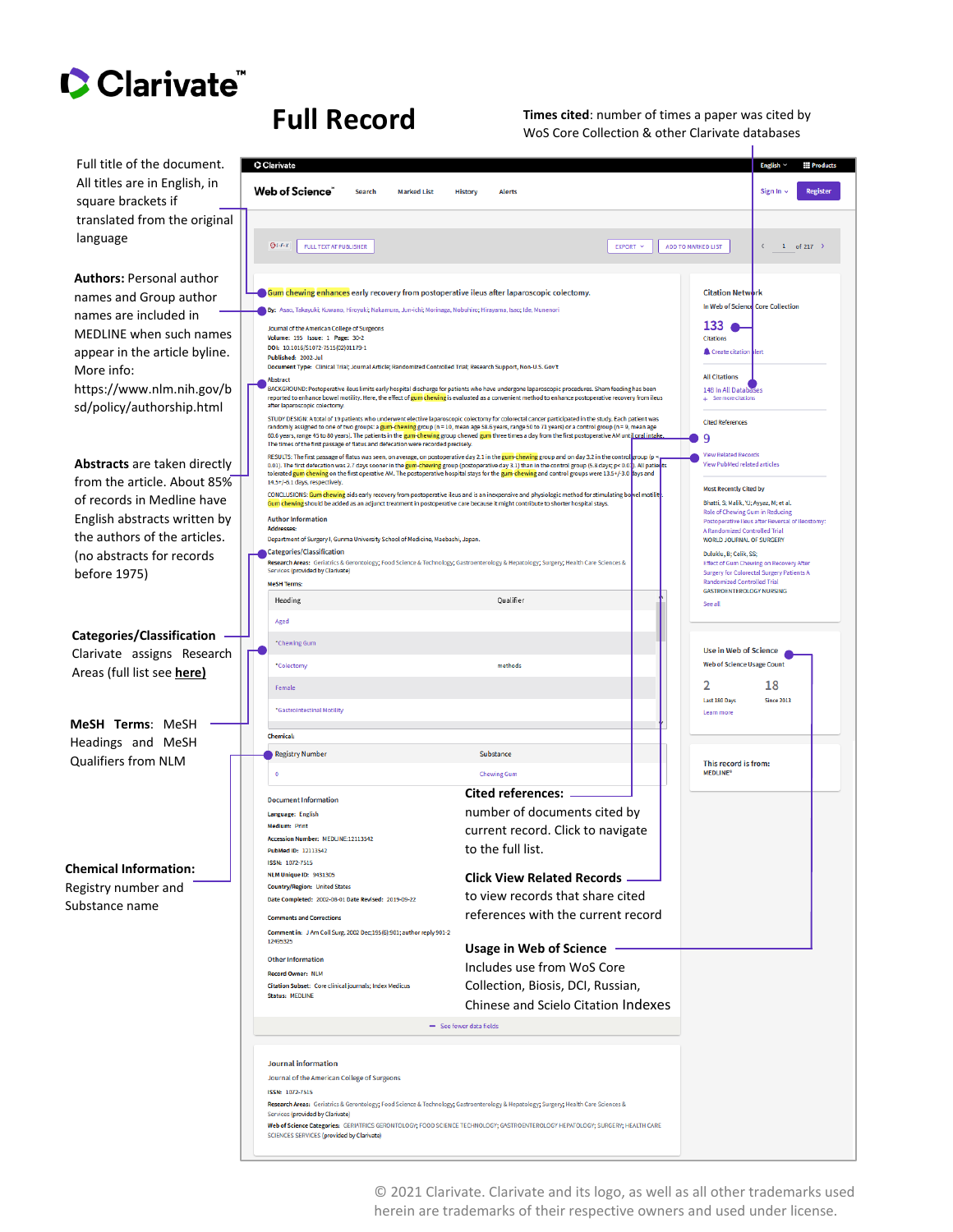# Clarivate™

## Full Record

**Times cited**: number of times a paper was cited by WoS Core Collection & other Clarivate databases

Full title of the document. All titles are in English, in square brackets if translated from the original language

**Authors:** Personal author names and Group author names are included in MEDLINE when such names appear in the article byline. More info: https://www.nlm.nih.gov/bsd/policy/authorship.html

**Abstracts** are taken directly from the article. About 85% of records in Medline have English abstracts written by the authors of the articles. (no abstracts for records before 1975)

**Categories/Classification** Clarivate assigns Research Areas (full list see **here)**

**MeSH Terms**: MeSH Headings and MeSH Qualifiers from NLM

**Chemical Information:** Registry number and Substance name

**Cited references:** number of documents cited by current record. Click to navigate to the full list.

**Click View Related Records** to view records that share cited references with the current record

**Usage in Web of Science** Includes use from WoS Core Collection, Biosis, DCI, Russian, Chinese and Scielo Citation Indexes

© 2021 Clarivate. Clarivate and its logo, as well as all other trademarks used herein are trademarks of their respective owners and used under license.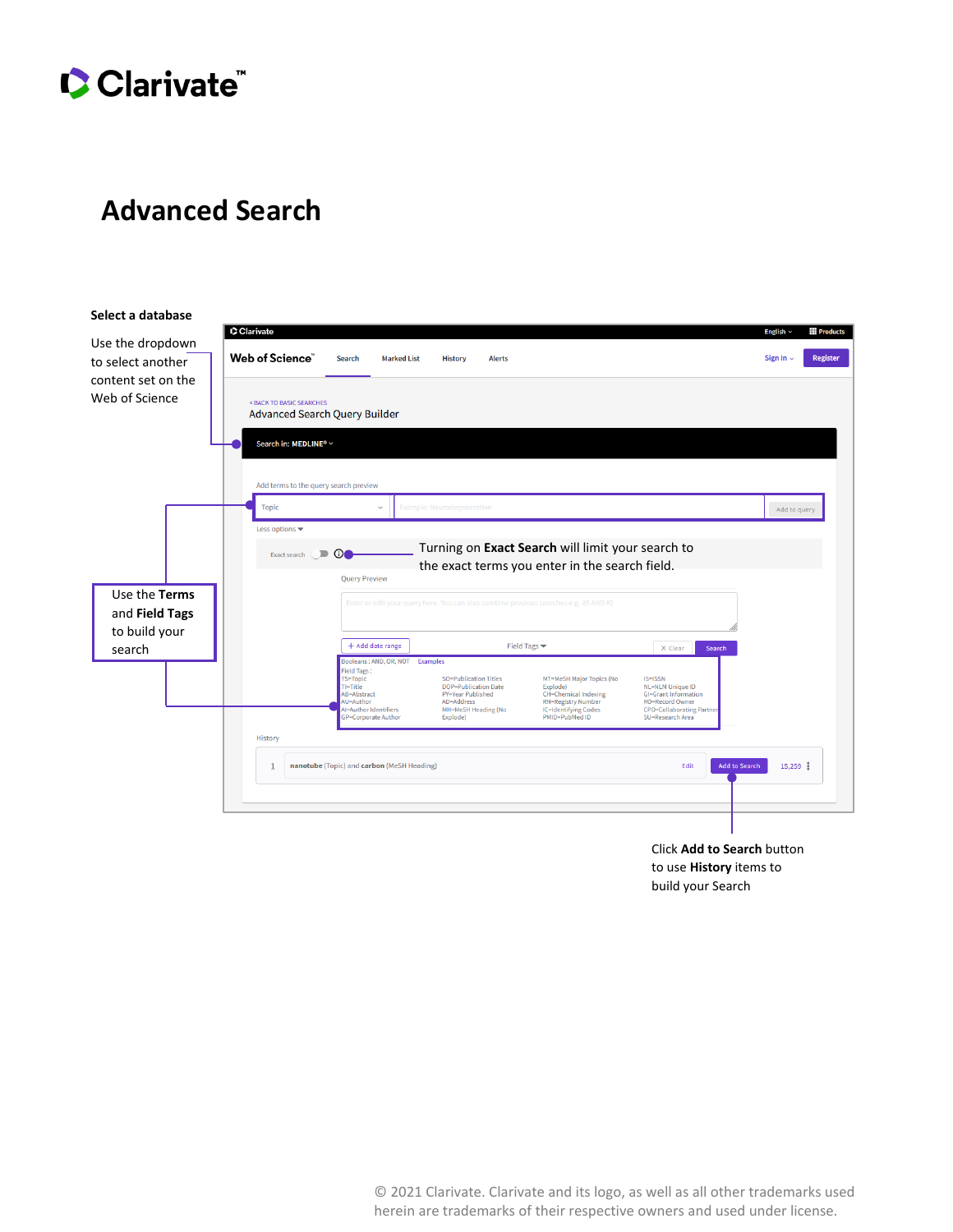# Advanced Search

**Select a database**

Use the dropdown to select another content set on the Web of Science

Use the **Terms** and **Field Tags** to build your search

Turning on **Exact Search** will limit your search to the exact terms you enter in the search field.

Click **Add to Search** button to use **History** items to build your Search

© 2021 Clarivate. Clarivate and its logo, as well as all other trademarks used herein are trademarks of their respective owners and used under license.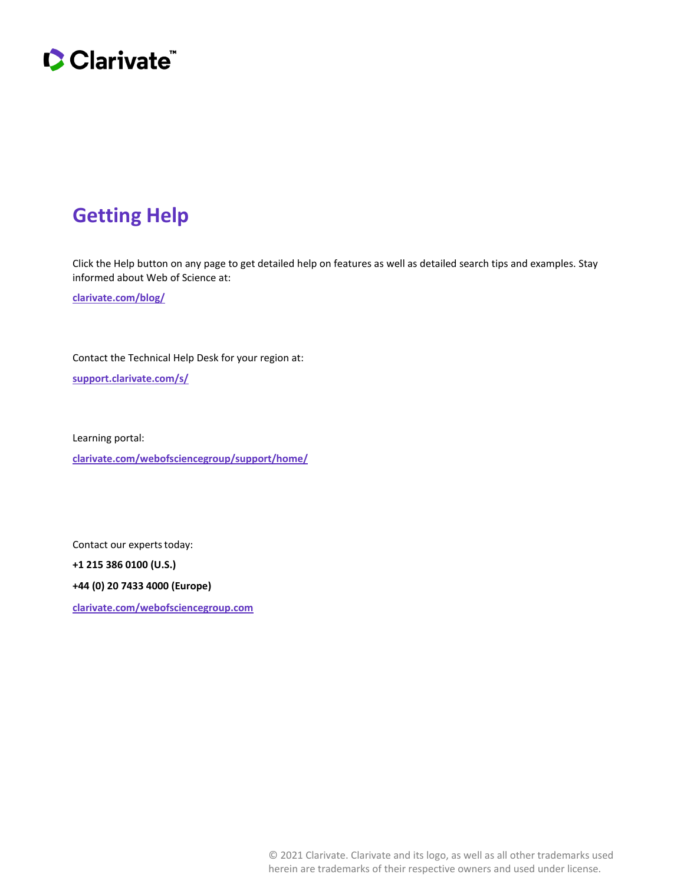Clarivate™

# Getting Help

Click the Help button on any page to get detailed help on features as well as detailed search tips and examples. Stay informed about Web of Science at:

[clarivate.com/blog/](clarivate.com/blog/)

Contact the Technical Help Desk for your region at:

[support.clarivate.com/s/](support.clarivate.com/s/)

Learning portal:

[clarivate.com/webofsciencegroup/support/home/](clarivate.com/webofsciencegroup/support/home/)

Contact our experts today:

**+1 215 386 0100 (U.S.)**

**+44 (0) 20 7433 4000 (Europe)**

[clarivate.com/webofsciencegroup.com](clarivate.com/webofsciencegroup.com)

© 2021 Clarivate. Clarivate and its logo, as well as all other trademarks used herein are trademarks of their respective owners and used under license.